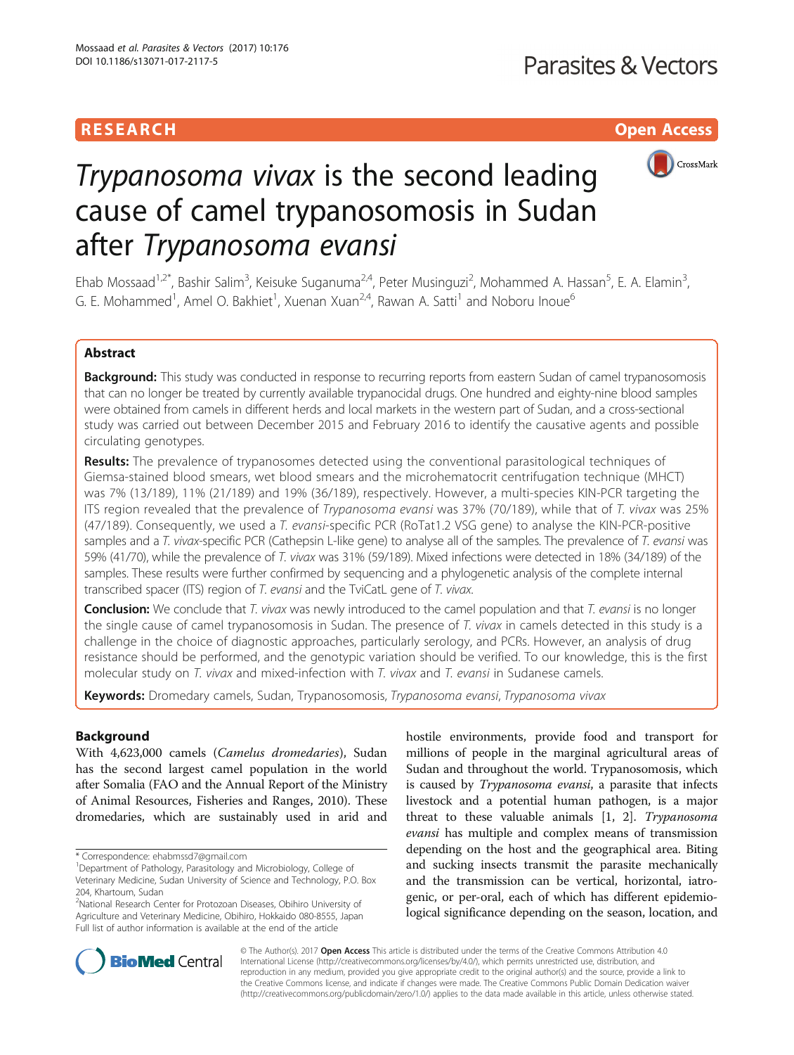RESEARCH Open Access

# *Trypanosoma vivax* is the second leading cause of camel trypanosomosis in Sudan after *Trypanosoma evansi*

Ehab Mossaad[1,2*], Bashir Salim[3], Keisuke Suganuma[2,4], Peter Musinguzi[2], Mohammed A. Hassan[5], E. A. Elamin[3], G. E. Mohammed[1], Amel O. Bakhiet[1], Xuenan Xuan[2,4], Rawan A. Satti[1] and Noboru Inoue[6]

## Abstract

**Background:** This study was conducted in response to recurring reports from eastern Sudan of camel trypanosomosis that can no longer be treated by currently available trypanocidal drugs. One hundred and eighty-nine blood samples were obtained from camels in different herds and local markets in the western part of Sudan, and a cross-sectional study was carried out between December 2015 and February 2016 to identify the causative agents and possible circulating genotypes.

**Results:** The prevalence of trypanosomes detected using the conventional parasitological techniques of Giemsa-stained blood smears, wet blood smears and the microhematocrit centrifugation technique (MHCT) was 7% (13/189), 11% (21/189) and 19% (36/189), respectively. However, a multi-species KIN-PCR targeting the ITS region revealed that the prevalence of *Trypanosoma evansi* was 37% (70/189), while that of *T. vivax* was 25% (47/189). Consequently, we used a *T. evansi*-specific PCR (RoTat1.2 VSG gene) to analyse the KIN-PCR-positive samples and a *T. vivax*-specific PCR (Cathepsin L-like gene) to analyse all of the samples. The prevalence of *T. evansi* was 59% (41/70), while the prevalence of *T. vivax* was 31% (59/189). Mixed infections were detected in 18% (34/189) of the samples. These results were further confirmed by sequencing and a phylogenetic analysis of the complete internal transcribed spacer (ITS) region of *T. evansi* and the TviCatL gene of *T. vivax*.

**Conclusion:** We conclude that *T. vivax* was newly introduced to the camel population and that *T. evansi* is no longer the single cause of camel trypanosomosis in Sudan. The presence of *T. vivax* in camels detected in this study is a challenge in the choice of diagnostic approaches, particularly serology, and PCRs. However, an analysis of drug resistance should be performed, and the genotypic variation should be verified. To our knowledge, this is the first molecular study on *T. vivax* and mixed-infection with *T. vivax* and *T. evansi* in Sudanese camels.

**Keywords:** Dromedary camels, Sudan, Trypanosomosis, *Trypanosoma evansi*, *Trypanosoma vivax*

## Background

With 4,623,000 camels (*Camelus dromedaries*), Sudan has the second largest camel population in the world after Somalia (FAO and the Annual Report of the Ministry of Animal Resources, Fisheries and Ranges, 2010). These dromedaries, which are sustainably used in arid and hostile environments, provide food and transport for millions of people in the marginal agricultural areas of Sudan and throughout the world. Trypanosomosis, which is caused by *Trypanosoma evansi*, a parasite that infects livestock and a potential human pathogen, is a major threat to these valuable animals [1, 2]. *Trypanosoma evansi* has multiple and complex means of transmission depending on the host and the geographical area. Biting and sucking insects transmit the parasite mechanically and the transmission can be vertical, horizontal, iatrogenic, or per-oral, each of which has different epidemiological significance depending on the season, location, and

\* Correspondence: ehabmssd7@gmail.com
[1]Department of Pathology, Parasitology and Microbiology, College of Veterinary Medicine, Sudan University of Science and Technology, P.O. Box 204, Khartoum, Sudan
[2]National Research Center for Protozoan Diseases, Obihiro University of Agriculture and Veterinary Medicine, Obihiro, Hokkaido 080-8555, Japan
Full list of author information is available at the end of the article

© The Author(s). 2017 **Open Access** This article is distributed under the terms of the Creative Commons Attribution 4.0 International License (http://creativecommons.org/licenses/by/4.0/), which permits unrestricted use, distribution, and reproduction in any medium, provided you give appropriate credit to the original author(s) and the source, provide a link to the Creative Commons license, and indicate if changes were made. The Creative Commons Public Domain Dedication waiver (http://creativecommons.org/publicdomain/zero/1.0/) applies to the data made available in this article, unless otherwise stated.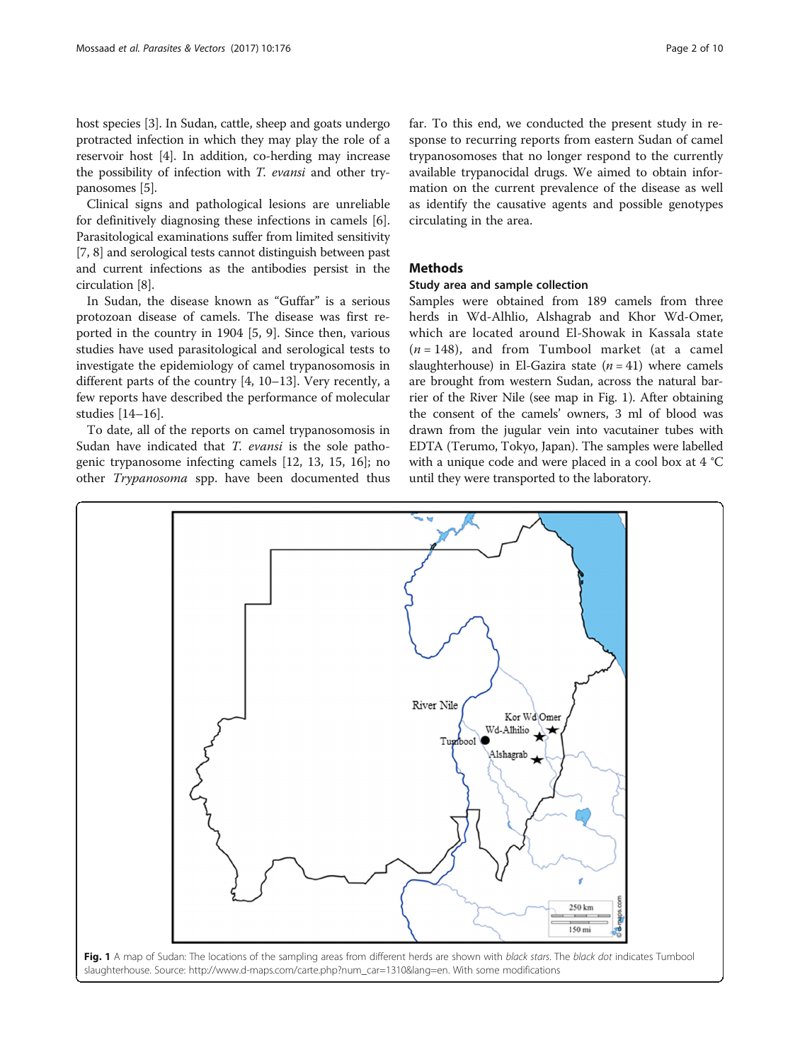host species [3]. In Sudan, cattle, sheep and goats undergo protracted infection in which they may play the role of a reservoir host [4]. In addition, co-herding may increase the possibility of infection with *T. evansi* and other trypanosomes [5].

Clinical signs and pathological lesions are unreliable for definitively diagnosing these infections in camels [6]. Parasitological examinations suffer from limited sensitivity [7, 8] and serological tests cannot distinguish between past and current infections as the antibodies persist in the circulation [8].

In Sudan, the disease known as "Guffar" is a serious protozoan disease of camels. The disease was first reported in the country in 1904 [5, 9]. Since then, various studies have used parasitological and serological tests to investigate the epidemiology of camel trypanosomosis in different parts of the country [4, 10–13]. Very recently, a few reports have described the performance of molecular studies [14–16].

To date, all of the reports on camel trypanosomosis in Sudan have indicated that *T. evansi* is the sole pathogenic trypanosome infecting camels [12, 13, 15, 16]; no other *Trypanosoma* spp. have been documented thus far. To this end, we conducted the present study in response to recurring reports from eastern Sudan of camel trypanosomoses that no longer respond to the currently available trypanocidal drugs. We aimed to obtain information on the current prevalence of the disease as well as identify the causative agents and possible genotypes circulating in the area.

## Methods

### Study area and sample collection

Samples were obtained from 189 camels from three herds in Wd-Alhlio, Alshagrab and Khor Wd-Omer, which are located around El-Showak in Kassala state ($n = 148$), and from Tumbool market (at a camel slaughterhouse) in El-Gazira state ($n = 41$) where camels are brought from western Sudan, across the natural barrier of the River Nile (see map in Fig. 1). After obtaining the consent of the camels' owners, 3 ml of blood was drawn from the jugular vein into vacutainer tubes with EDTA (Terumo, Tokyo, Japan). The samples were labelled with a unique code and were placed in a cool box at 4 °C until they were transported to the laboratory.

**Fig. 1** A map of Sudan: The locations of the sampling areas from different herds are shown with *black stars*. The *black dot* indicates Tumbool slaughterhouse. Source: http://www.d-maps.com/carte.php?num_car=1310&lang=en. With some modifications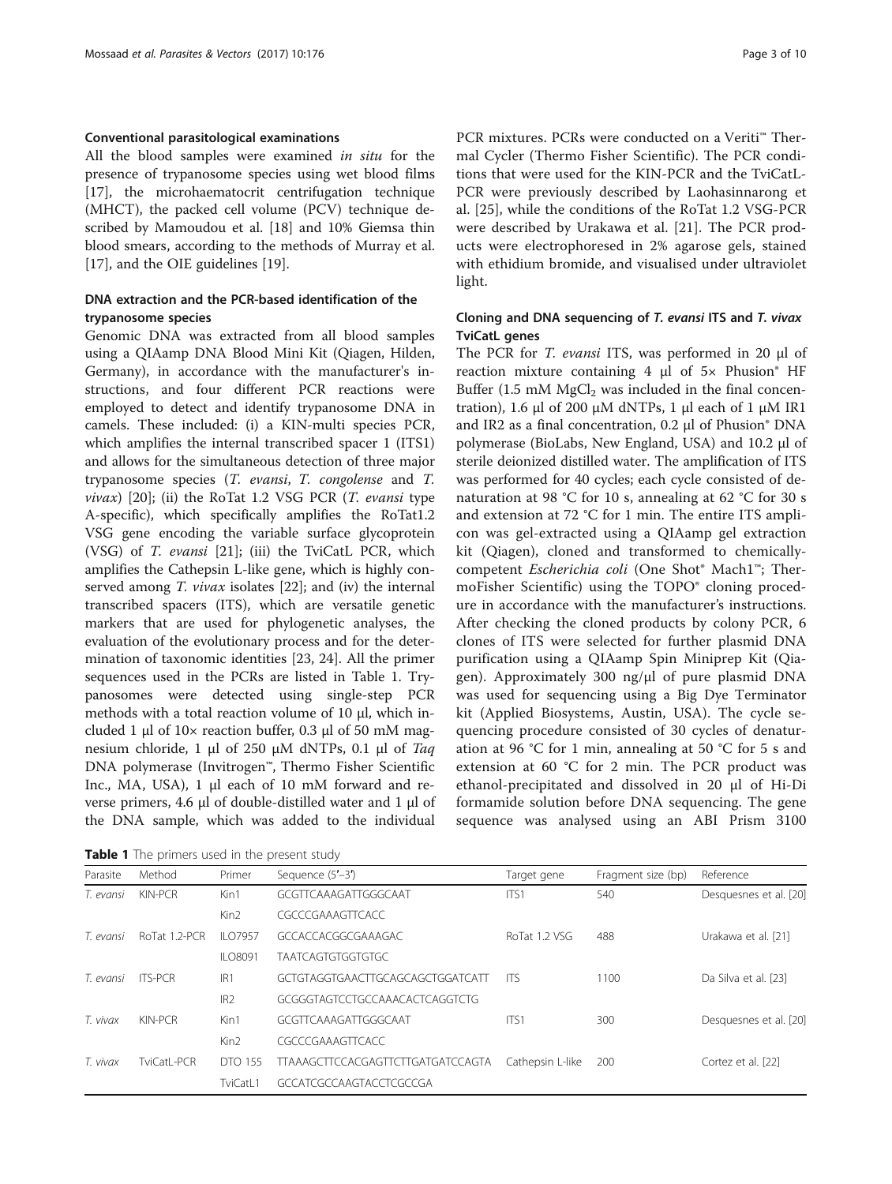#### Conventional parasitological examinations

All the blood samples were examined *in situ* for the presence of trypanosome species using wet blood films [17], the microhaematocrit centrifugation technique (MHCT), the packed cell volume (PCV) technique described by Mamoudou et al. [18] and 10% Giemsa thin blood smears, according to the methods of Murray et al. [17], and the OIE guidelines [19].

#### DNA extraction and the PCR-based identification of the trypanosome species

Genomic DNA was extracted from all blood samples using a QIAamp DNA Blood Mini Kit (Qiagen, Hilden, Germany), in accordance with the manufacturer's instructions, and four different PCR reactions were employed to detect and identify trypanosome DNA in camels. These included: (i) a KIN-multi species PCR, which amplifies the internal transcribed spacer 1 (ITS1) and allows for the simultaneous detection of three major trypanosome species (*T. evansi*, *T. congolense* and *T. vivax*) [20]; (ii) the RoTat 1.2 VSG PCR (*T. evansi* type A-specific), which specifically amplifies the RoTat1.2 VSG gene encoding the variable surface glycoprotein (VSG) of *T. evansi* [21]; (iii) the TviCatL PCR, which amplifies the Cathepsin L-like gene, which is highly conserved among *T. vivax* isolates [22]; and (iv) the internal transcribed spacers (ITS), which are versatile genetic markers that are used for phylogenetic analyses, the evaluation of the evolutionary process and for the determination of taxonomic identities [23, 24]. All the primer sequences used in the PCRs are listed in Table 1. Trypanosomes were detected using single-step PCR methods with a total reaction volume of 10 μl, which included 1 μl of 10× reaction buffer, 0.3 μl of 50 mM magnesium chloride, 1 μl of 250 μM dNTPs, 0.1 μl of *Taq* DNA polymerase (Invitrogen™, Thermo Fisher Scientific Inc., MA, USA), 1 μl each of 10 mM forward and reverse primers, 4.6 μl of double-distilled water and 1 μl of the DNA sample, which was added to the individual PCR mixtures. PCRs were conducted on a Veriti™ Thermal Cycler (Thermo Fisher Scientific). The PCR conditions that were used for the KIN-PCR and the TviCatL-PCR were previously described by Laohasinnarong et al. [25], while the conditions of the RoTat 1.2 VSG-PCR were described by Urakawa et al. [21]. The PCR products were electrophoresed in 2% agarose gels, stained with ethidium bromide, and visualised under ultraviolet light.

#### Cloning and DNA sequencing of *T. evansi* ITS and *T. vivax* TviCatL genes

The PCR for *T. evansi* ITS, was performed in 20 μl of reaction mixture containing 4 μl of 5× Phusion® HF Buffer (1.5 mM $MgCl_2$ was included in the final concentration), 1.6 μl of 200 μM dNTPs, 1 μl each of 1 μM IR1 and IR2 as a final concentration, 0.2 μl of Phusion® DNA polymerase (BioLabs, New England, USA) and 10.2 μl of sterile deionized distilled water. The amplification of ITS was performed for 40 cycles; each cycle consisted of denaturation at 98 °C for 10 s, annealing at 62 °C for 30 s and extension at 72 °C for 1 min. The entire ITS amplicon was gel-extracted using a QIAamp gel extraction kit (Qiagen), cloned and transformed to chemically-competent *Escherichia coli* (One Shot® Mach1™; ThermoFisher Scientific) using the TOPO® cloning procedure in accordance with the manufacturer's instructions. After checking the cloned products by colony PCR, 6 clones of ITS were selected for further plasmid DNA purification using a QIAamp Spin Miniprep Kit (Qiagen). Approximately 300 ng/μl of pure plasmid DNA was used for sequencing using a Big Dye Terminator kit (Applied Biosystems, Austin, USA). The cycle sequencing procedure consisted of 30 cycles of denaturation at 96 °C for 1 min, annealing at 50 °C for 5 s and extension at 60 °C for 2 min. The PCR product was ethanol-precipitated and dissolved in 20 μl of Hi-Di formamide solution before DNA sequencing. The gene sequence was analysed using an ABI Prism 3100

**Table 1** The primers used in the present study

| Parasite | Method | Primer | Sequence (5′–3′) | Target gene | Fragment size (bp) | Reference |
|---|---|---|---|---|---|---|
| *T. evansi* | KIN-PCR | Kin1 | GCGTTCAAAGATTGGGCAAT | ITS1 | 540 | Desquesnes et al. [20] |
| | | Kin2 | CGCCCGAAAGTTCACC | | | |
| *T. evansi* | RoTat 1.2-PCR | ILO7957 | GCCACCACGGCGAAAGAC | RoTat 1.2 VSG | 488 | Urakawa et al. [21] |
| | | ILO8091 | TAATCAGTGTGGTGTGC | | | |
| *T. evansi* | ITS-PCR | IR1 | GCTGTAGGTGAACTTGCAGCAGCTGGATCATT | ITS | 1100 | Da Silva et al. [23] |
| | | IR2 | GCGGGTAGTCCTGCCAAACACTCAGGTCTG | | | |
| *T. vivax* | KIN-PCR | Kin1 | GCGTTCAAAGATTGGGCAAT | ITS1 | 300 | Desquesnes et al. [20] |
| | | Kin2 | CGCCCGAAAGTTCACC | | | |
| *T. vivax* | TviCatL-PCR | DTO 155 | TTAAAGCTTCCACGAGTTCTTGATGATCCAGTA | Cathepsin L-like | 200 | Cortez et al. [22] |
| | | TviCatL1 | GCCATCGCCAAGTACCTCGCCGA | | | |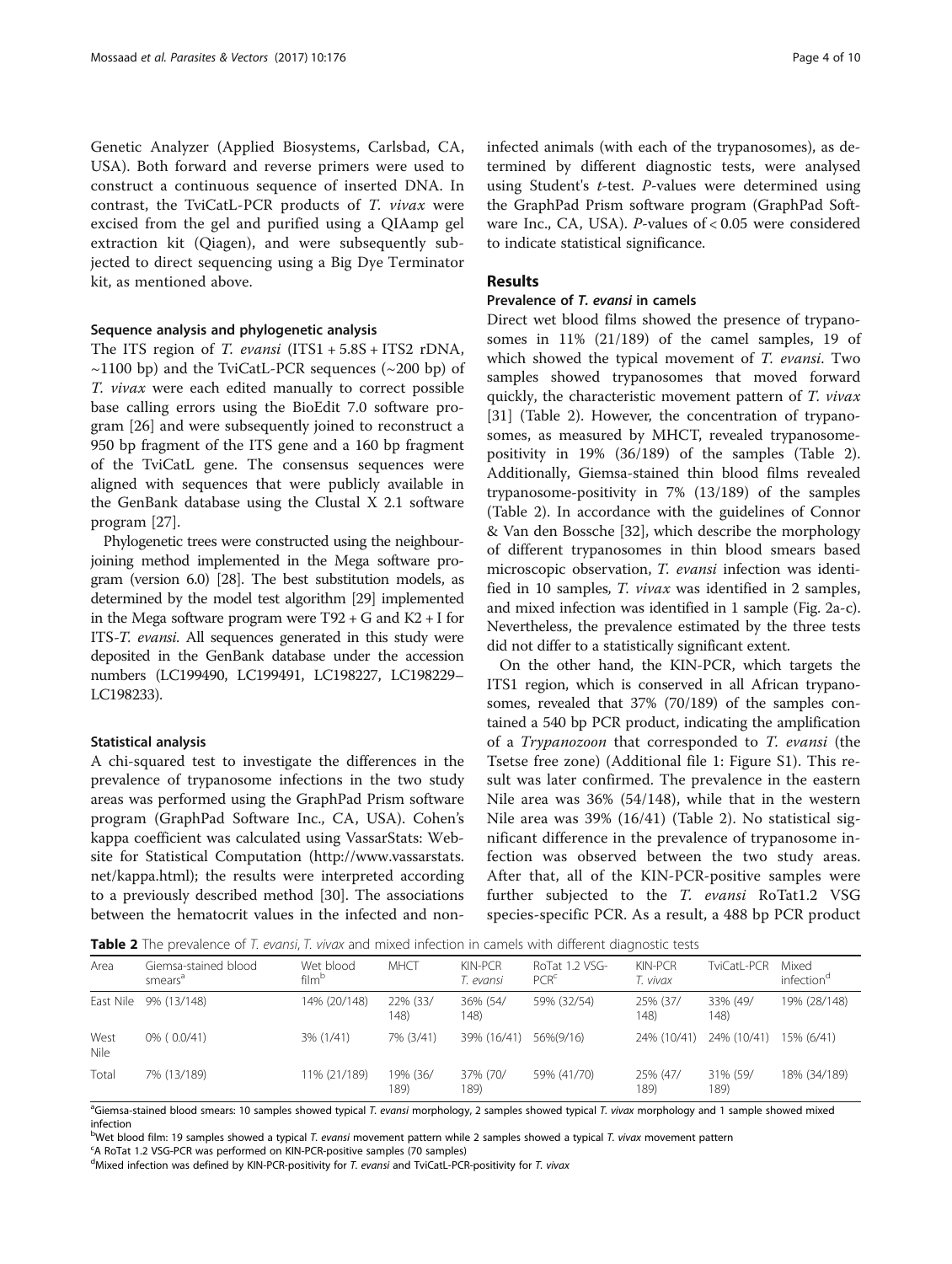Genetic Analyzer (Applied Biosystems, Carlsbad, CA, USA). Both forward and reverse primers were used to construct a continuous sequence of inserted DNA. In contrast, the TviCatL-PCR products of *T. vivax* were excised from the gel and purified using a QIAamp gel extraction kit (Qiagen), and were subsequently subjected to direct sequencing using a Big Dye Terminator kit, as mentioned above.

### Sequence analysis and phylogenetic analysis

The ITS region of *T. evansi* (ITS1 + 5.8S + ITS2 rDNA, ~1100 bp) and the TviCatL-PCR sequences (~200 bp) of *T. vivax* were each edited manually to correct possible base calling errors using the BioEdit 7.0 software program [26] and were subsequently joined to reconstruct a 950 bp fragment of the ITS gene and a 160 bp fragment of the TviCatL gene. The consensus sequences were aligned with sequences that were publicly available in the GenBank database using the Clustal X 2.1 software program [27].

Phylogenetic trees were constructed using the neighbour-joining method implemented in the Mega software program (version 6.0) [28]. The best substitution models, as determined by the model test algorithm [29] implemented in the Mega software program were T92 + G and K2 + I for ITS-*T. evansi*. All sequences generated in this study were deposited in the GenBank database under the accession numbers (LC199490, LC199491, LC198227, LC198229–LC198233).

### Statistical analysis

A chi-squared test to investigate the differences in the prevalence of trypanosome infections in the two study areas was performed using the GraphPad Prism software program (GraphPad Software Inc., CA, USA). Cohen's kappa coefficient was calculated using VassarStats: Website for Statistical Computation (http://www.vassarstats.net/kappa.html); the results were interpreted according to a previously described method [30]. The associations between the hematocrit values in the infected and non-infected animals (with each of the trypanosomes), as determined by different diagnostic tests, were analysed using Student's *t*-test. *P*-values were determined using the GraphPad Prism software program (GraphPad Software Inc., CA, USA). *P*-values of < 0.05 were considered to indicate statistical significance.

## Results

### Prevalence of *T. evansi* in camels

Direct wet blood films showed the presence of trypanosomes in 11% (21/189) of the camel samples, 19 of which showed the typical movement of *T. evansi*. Two samples showed trypanosomes that moved forward quickly, the characteristic movement pattern of *T. vivax* [31] (Table 2). However, the concentration of trypanosomes, as measured by MHCT, revealed trypanosome-positivity in 19% (36/189) of the samples (Table 2). Additionally, Giemsa-stained thin blood films revealed trypanosome-positivity in 7% (13/189) of the samples (Table 2). In accordance with the guidelines of Connor & Van den Bossche [32], which describe the morphology of different trypanosomes in thin blood smears based microscopic observation, *T. evansi* infection was identified in 10 samples, *T. vivax* was identified in 2 samples, and mixed infection was identified in 1 sample (Fig. 2a-c). Nevertheless, the prevalence estimated by the three tests did not differ to a statistically significant extent.

On the other hand, the KIN-PCR, which targets the ITS1 region, which is conserved in all African trypanosomes, revealed that 37% (70/189) of the samples contained a 540 bp PCR product, indicating the amplification of a *Trypanozoon* that corresponded to *T. evansi* (the Tsetse free zone) (Additional file 1: Figure S1). This result was later confirmed. The prevalence in the eastern Nile area was 36% (54/148), while that in the western Nile area was 39% (16/41) (Table 2). No statistical significant difference in the prevalence of trypanosome infection was observed between the two study areas. After that, all of the KIN-PCR-positive samples were further subjected to the *T. evansi* RoTat1.2 VSG species-specific PCR. As a result, a 488 bp PCR product

**Table 2** The prevalence of *T. evansi*, *T. vivax* and mixed infection in camels with different diagnostic tests

| Area | Giemsa-stained blood smears[a] | Wet blood film[b] | MHCT | KIN-PCR *T. evansi* | RoTat 1.2 VSG-PCR[c] | KIN-PCR *T. vivax* | TviCatL-PCR | Mixed infection[d] |
|---|---|---|---|---|---|---|---|---|
| East Nile | 9% (13/148) | 14% (20/148) | 22% (33/148) | 36% (54/148) | 59% (32/54) | 25% (37/148) | 33% (49/148) | 19% (28/148) |
| West Nile | 0% ( 0.0/41) | 3% (1/41) | 7% (3/41) | 39% (16/41) | 56%(9/16) | 24% (10/41) | 24% (10/41) | 15% (6/41) |
| Total | 7% (13/189) | 11% (21/189) | 19% (36/189) | 37% (70/189) | 59% (41/70) | 25% (47/189) | 31% (59/189) | 18% (34/189) |

[a]Giemsa-stained blood smears: 10 samples showed typical *T. evansi* morphology, 2 samples showed typical *T. vivax* morphology and 1 sample showed mixed infection

[b]Wet blood film: 19 samples showed a typical *T. evansi* movement pattern while 2 samples showed a typical *T. vivax* movement pattern

[c]A RoTat 1.2 VSG-PCR was performed on KIN-PCR-positive samples (70 samples)

[d]Mixed infection was defined by KIN-PCR-positivity for *T. evansi* and TviCatL-PCR-positivity for *T. vivax*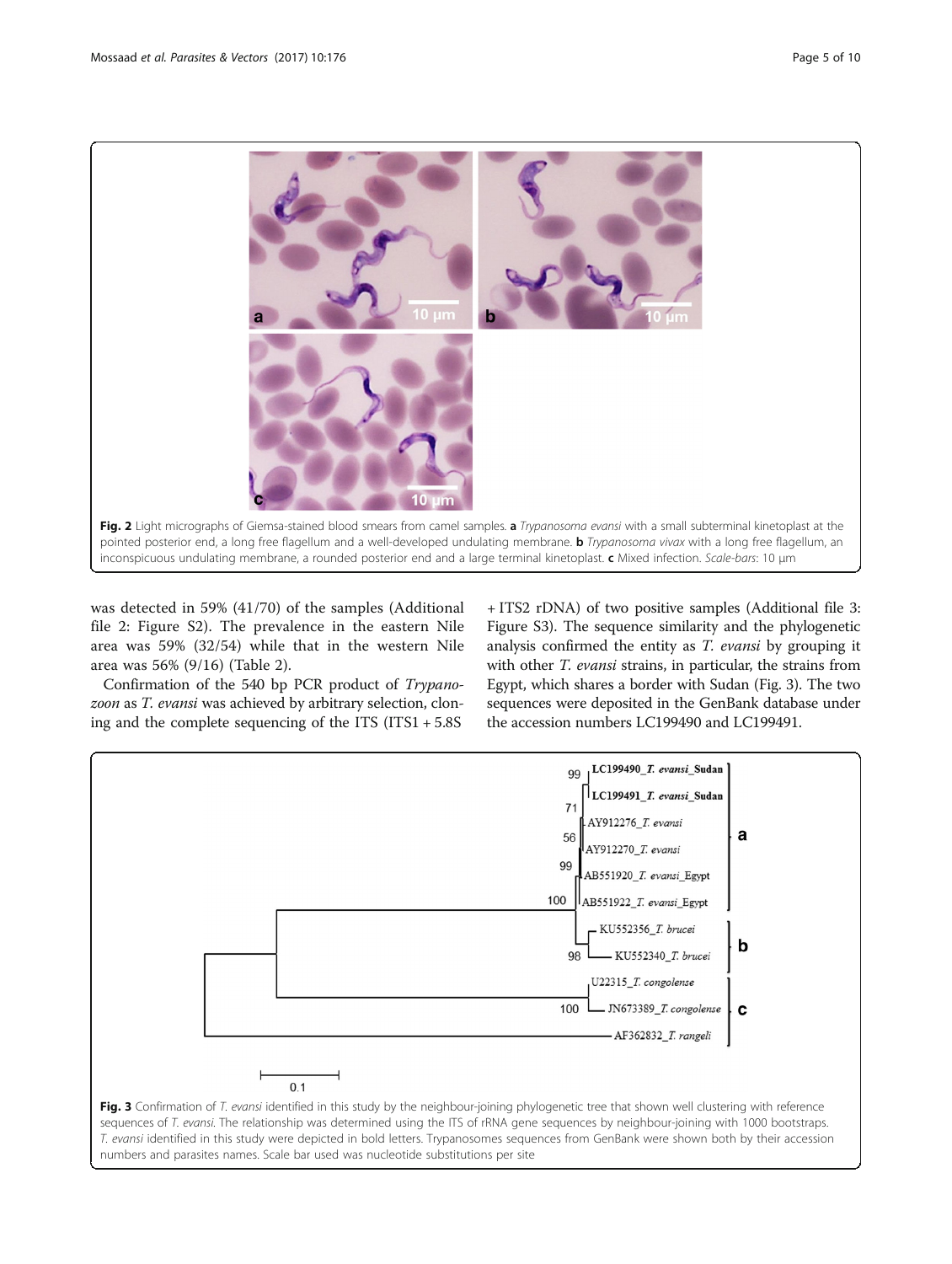Fig. 2 Light micrographs of Giemsa-stained blood smears from camel samples. **a** *Trypanosoma evansi* with a small subterminal kinetoplast at the pointed posterior end, a long free flagellum and a well-developed undulating membrane. **b** *Trypanosoma vivax* with a long free flagellum, an inconspicuous undulating membrane, a rounded posterior end and a large terminal kinetoplast. **c** Mixed infection. *Scale-bars*: 10 μm

was detected in 59% (41/70) of the samples (Additional file 2: Figure S2). The prevalence in the eastern Nile area was 59% (32/54) while that in the western Nile area was 56% (9/16) (Table 2).

Confirmation of the 540 bp PCR product of *Trypanozoon* as *T. evansi* was achieved by arbitrary selection, cloning and the complete sequencing of the ITS (ITS1 + 5.8S + ITS2 rDNA) of two positive samples (Additional file 3: Figure S3). The sequence similarity and the phylogenetic analysis confirmed the entity as *T. evansi* by grouping it with other *T. evansi* strains, in particular, the strains from Egypt, which shares a border with Sudan (Fig. 3). The two sequences were deposited in the GenBank database under the accession numbers LC199490 and LC199491.

Fig. 3 Confirmation of *T. evansi* identified in this study by the neighbour-joining phylogenetic tree that shown well clustering with reference sequences of *T. evansi*. The relationship was determined using the ITS of rRNA gene sequences by neighbour-joining with 1000 bootstraps. *T. evansi* identified in this study were depicted in bold letters. Trypanosomes sequences from GenBank were shown both by their accession numbers and parasites names. Scale bar used was nucleotide substitutions per site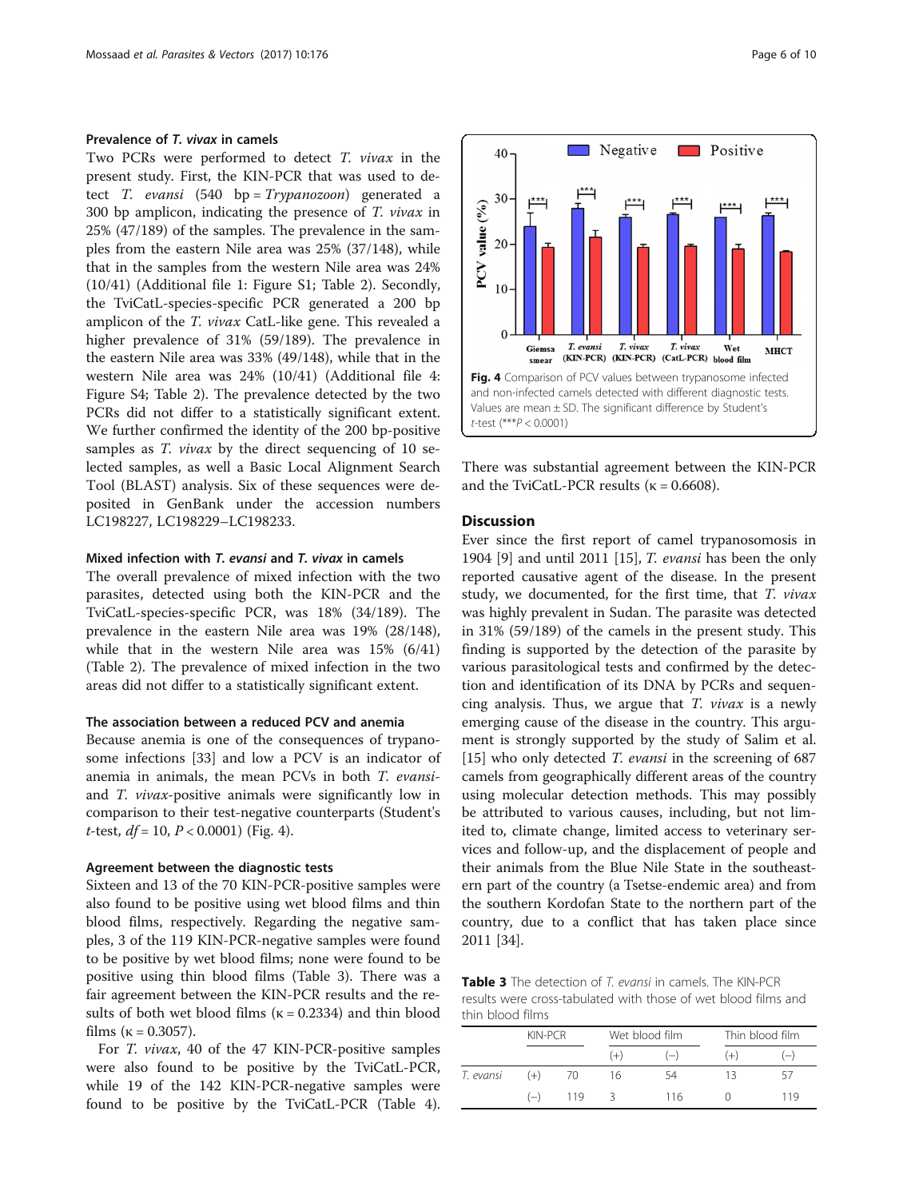#### Prevalence of *T. vivax* in camels

Two PCRs were performed to detect *T. vivax* in the present study. First, the KIN-PCR that was used to detect *T. evansi* (540 bp = *Trypanozoon*) generated a 300 bp amplicon, indicating the presence of *T. vivax* in 25% (47/189) of the samples. The prevalence in the samples from the eastern Nile area was 25% (37/148), while that in the samples from the western Nile area was 24% (10/41) (Additional file 1: Figure S1; Table 2). Secondly, the TviCatL-species-specific PCR generated a 200 bp amplicon of the *T. vivax* CatL-like gene. This revealed a higher prevalence of 31% (59/189). The prevalence in the eastern Nile area was 33% (49/148), while that in the western Nile area was 24% (10/41) (Additional file 4: Figure S4; Table 2). The prevalence detected by the two PCRs did not differ to a statistically significant extent. We further confirmed the identity of the 200 bp-positive samples as *T. vivax* by the direct sequencing of 10 selected samples, as well a Basic Local Alignment Search Tool (BLAST) analysis. Six of these sequences were deposited in GenBank under the accession numbers LC198227, LC198229–LC198233.

#### Mixed infection with *T. evansi* and *T. vivax* in camels

The overall prevalence of mixed infection with the two parasites, detected using both the KIN-PCR and the TviCatL-species-specific PCR, was 18% (34/189). The prevalence in the eastern Nile area was 19% (28/148), while that in the western Nile area was 15% (6/41) (Table 2). The prevalence of mixed infection in the two areas did not differ to a statistically significant extent.

#### The association between a reduced PCV and anemia

Because anemia is one of the consequences of trypanosome infections [33] and low a PCV is an indicator of anemia in animals, the mean PCVs in both *T. evansi*- and *T. vivax*-positive animals were significantly low in comparison to their test-negative counterparts (Student's *t*-test, $df = 10$, $P < 0.0001$) (Fig. 4).

#### Agreement between the diagnostic tests

Sixteen and 13 of the 70 KIN-PCR-positive samples were also found to be positive using wet blood films and thin blood films, respectively. Regarding the negative samples, 3 of the 119 KIN-PCR-negative samples were found to be positive by wet blood films; none were found to be positive using thin blood films (Table 3). There was a fair agreement between the KIN-PCR results and the results of both wet blood films ($\kappa = 0.2334$) and thin blood films ($\kappa = 0.3057$).

For *T. vivax*, 40 of the 47 KIN-PCR-positive samples were also found to be positive by the TviCatL-PCR, while 19 of the 142 KIN-PCR-negative samples were found to be positive by the TviCatL-PCR (Table 4). There was substantial agreement between the KIN-PCR and the TviCatL-PCR results ($\kappa = 0.6608$).

**Fig. 4** Comparison of PCV values between trypanosome infected and non-infected camels detected with different diagnostic tests. Values are mean ± SD. The significant difference by Student's *t*-test (***$P < 0.0001$)

## Discussion

Ever since the first report of camel trypanosomosis in 1904 [9] and until 2011 [15], *T. evansi* has been the only reported causative agent of the disease. In the present study, we documented, for the first time, that *T. vivax* was highly prevalent in Sudan. The parasite was detected in 31% (59/189) of the camels in the present study. This finding is supported by the detection of the parasite by various parasitological tests and confirmed by the detection and identification of its DNA by PCRs and sequencing analysis. Thus, we argue that *T. vivax* is a newly emerging cause of the disease in the country. This argument is strongly supported by the study of Salim et al. [15] who only detected *T. evansi* in the screening of 687 camels from geographically different areas of the country using molecular detection methods. This may possibly be attributed to various causes, including, but not limited to, climate change, limited access to veterinary services and follow-up, and the displacement of people and their animals from the Blue Nile State in the southeastern part of the country (a Tsetse-endemic area) and from the southern Kordofan State to the northern part of the country, due to a conflict that has taken place since 2011 [34].

**Table 3** The detection of *T. evansi* in camels. The KIN-PCR results were cross-tabulated with those of wet blood films and thin blood films

| | KIN-PCR | | Wet blood film | | Thin blood film | |
|---|---|---|---|---|---|---|
| | | | (+) | (–) | (+) | (–) |
| *T. evansi* | (+) | 70 | 16 | 54 | 13 | 57 |
| | (–) | 119 | 3 | 116 | 0 | 119 |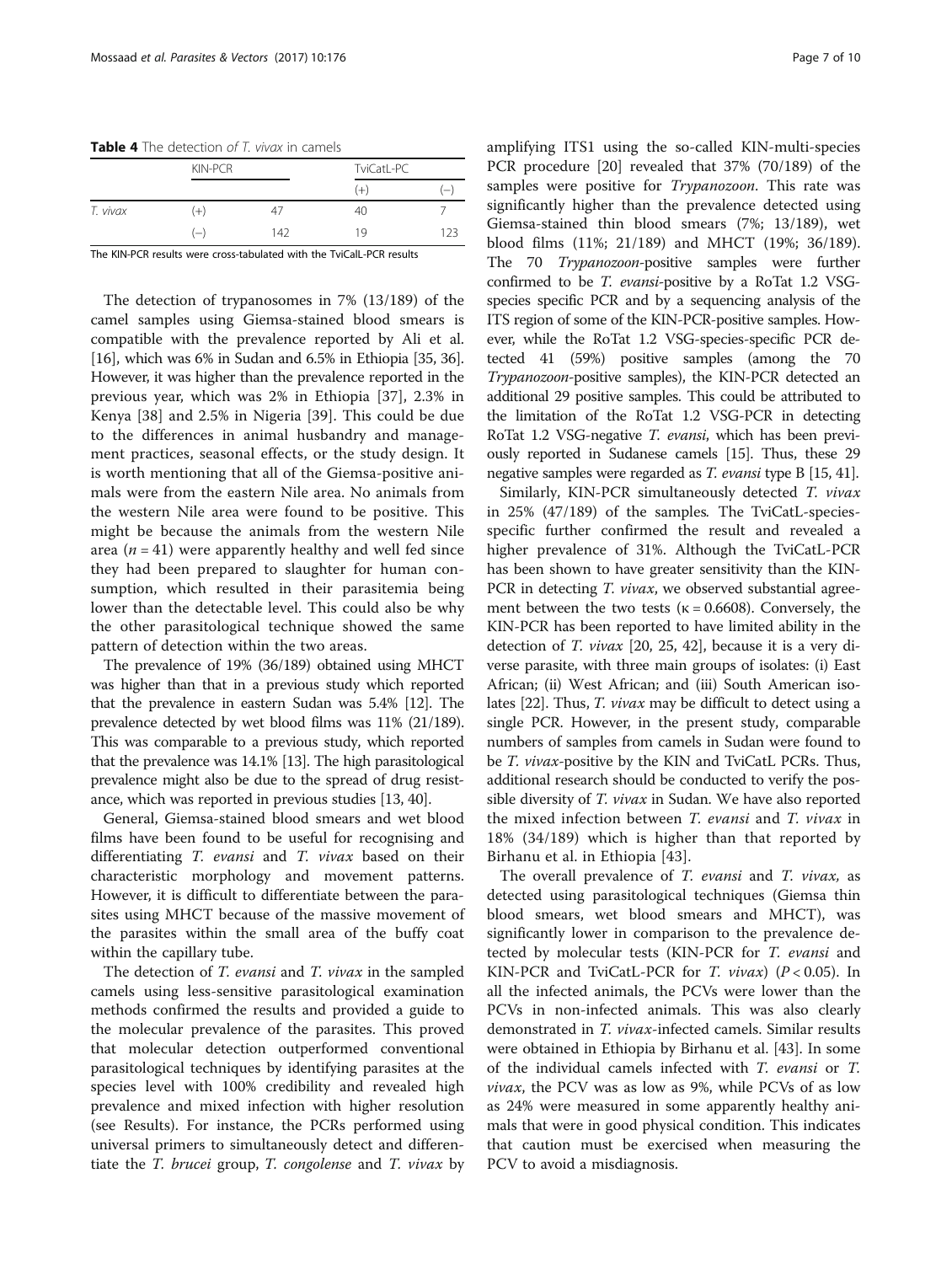**Table 4** The detection *of T. vivax* in camels

| | KIN-PCR | | TviCatL-PC | |
|---|---|---|---|---|
| | | | (+) | (−) |
| *T. vivax* | (+) | 47 | 40 | 7 |
| | (−) | 142 | 19 | 123 |

The KIN-PCR results were cross-tabulated with the TviCalL-PCR results

The detection of trypanosomes in 7% (13/189) of the camel samples using Giemsa-stained blood smears is compatible with the prevalence reported by Ali et al. [16], which was 6% in Sudan and 6.5% in Ethiopia [35, 36]. However, it was higher than the prevalence reported in the previous year, which was 2% in Ethiopia [37], 2.3% in Kenya [38] and 2.5% in Nigeria [39]. This could be due to the differences in animal husbandry and management practices, seasonal effects, or the study design. It is worth mentioning that all of the Giemsa-positive animals were from the eastern Nile area. No animals from the western Nile area were found to be positive. This might be because the animals from the western Nile area ($n = 41$) were apparently healthy and well fed since they had been prepared to slaughter for human consumption, which resulted in their parasitemia being lower than the detectable level. This could also be why the other parasitological technique showed the same pattern of detection within the two areas.

The prevalence of 19% (36/189) obtained using MHCT was higher than that in a previous study which reported that the prevalence in eastern Sudan was 5.4% [12]. The prevalence detected by wet blood films was 11% (21/189). This was comparable to a previous study, which reported that the prevalence was 14.1% [13]. The high parasitological prevalence might also be due to the spread of drug resistance, which was reported in previous studies [13, 40].

General, Giemsa-stained blood smears and wet blood films have been found to be useful for recognising and differentiating *T. evansi* and *T. vivax* based on their characteristic morphology and movement patterns. However, it is difficult to differentiate between the parasites using MHCT because of the massive movement of the parasites within the small area of the buffy coat within the capillary tube.

The detection of *T. evansi* and *T. vivax* in the sampled camels using less-sensitive parasitological examination methods confirmed the results and provided a guide to the molecular prevalence of the parasites. This proved that molecular detection outperformed conventional parasitological techniques by identifying parasites at the species level with 100% credibility and revealed high prevalence and mixed infection with higher resolution (see Results). For instance, the PCRs performed using universal primers to simultaneously detect and differentiate the *T. brucei* group, *T. congolense* and *T. vivax* by amplifying ITS1 using the so-called KIN-multi-species PCR procedure [20] revealed that 37% (70/189) of the samples were positive for *Trypanozoon*. This rate was significantly higher than the prevalence detected using Giemsa-stained thin blood smears (7%; 13/189), wet blood films (11%; 21/189) and MHCT (19%; 36/189). The 70 *Trypanozoon*-positive samples were further confirmed to be *T. evansi*-positive by a RoTat 1.2 VSG-species specific PCR and by a sequencing analysis of the ITS region of some of the KIN-PCR-positive samples. However, while the RoTat 1.2 VSG-species-specific PCR detected 41 (59%) positive samples (among the 70 *Trypanozoon*-positive samples), the KIN-PCR detected an additional 29 positive samples. This could be attributed to the limitation of the RoTat 1.2 VSG-PCR in detecting RoTat 1.2 VSG-negative *T. evansi*, which has been previously reported in Sudanese camels [15]. Thus, these 29 negative samples were regarded as *T. evansi* type B [15, 41].

Similarly, KIN-PCR simultaneously detected *T. vivax* in 25% (47/189) of the samples. The TviCatL-species-specific further confirmed the result and revealed a higher prevalence of 31%. Although the TviCatL-PCR has been shown to have greater sensitivity than the KIN-PCR in detecting *T. vivax*, we observed substantial agreement between the two tests ($\kappa = 0.6608$). Conversely, the KIN-PCR has been reported to have limited ability in the detection of *T. vivax* [20, 25, 42], because it is a very diverse parasite, with three main groups of isolates: (i) East African; (ii) West African; and (iii) South American isolates [22]. Thus, *T. vivax* may be difficult to detect using a single PCR. However, in the present study, comparable numbers of samples from camels in Sudan were found to be *T. vivax*-positive by the KIN and TviCatL PCRs. Thus, additional research should be conducted to verify the possible diversity of *T. vivax* in Sudan. We have also reported the mixed infection between *T. evansi* and *T. vivax* in 18% (34/189) which is higher than that reported by Birhanu et al. in Ethiopia [43].

The overall prevalence of *T. evansi* and *T. vivax*, as detected using parasitological techniques (Giemsa thin blood smears, wet blood smears and MHCT), was significantly lower in comparison to the prevalence detected by molecular tests (KIN-PCR for *T. evansi* and KIN-PCR and TviCatL-PCR for *T. vivax*) ($P < 0.05$). In all the infected animals, the PCVs were lower than the PCVs in non-infected animals. This was also clearly demonstrated in *T. vivax*-infected camels. Similar results were obtained in Ethiopia by Birhanu et al. [43]. In some of the individual camels infected with *T. evansi* or *T. vivax*, the PCV was as low as 9%, while PCVs of as low as 24% were measured in some apparently healthy animals that were in good physical condition. This indicates that caution must be exercised when measuring the PCV to avoid a misdiagnosis.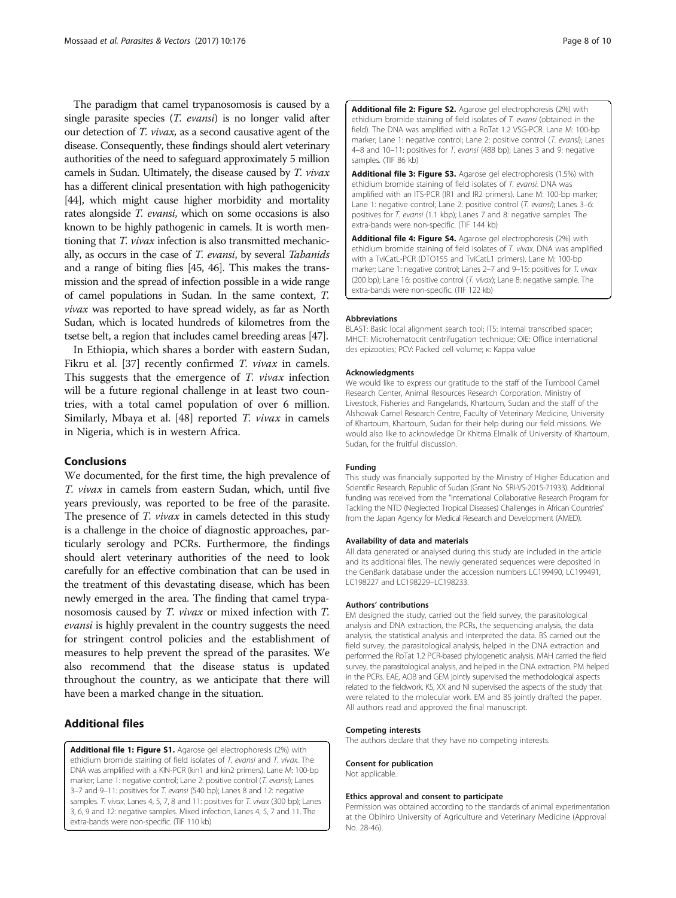The paradigm that camel trypanosomosis is caused by a single parasite species (*T. evansi*) is no longer valid after our detection of *T. vivax,* as a second causative agent of the disease. Consequently, these findings should alert veterinary authorities of the need to safeguard approximately 5 million camels in Sudan. Ultimately, the disease caused by *T. vivax* has a different clinical presentation with high pathogenicity [44], which might cause higher morbidity and mortality rates alongside *T. evansi*, which on some occasions is also known to be highly pathogenic in camels. It is worth mentioning that *T. vivax* infection is also transmitted mechanically, as occurs in the case of *T. evansi*, by several *Tabanids* and a range of biting flies [45, 46]. This makes the transmission and the spread of infection possible in a wide range of camel populations in Sudan. In the same context, *T. vivax* was reported to have spread widely, as far as North Sudan, which is located hundreds of kilometres from the tsetse belt, a region that includes camel breeding areas [47].

In Ethiopia, which shares a border with eastern Sudan, Fikru et al. [37] recently confirmed *T. vivax* in camels. This suggests that the emergence of *T. vivax* infection will be a future regional challenge in at least two countries, with a total camel population of over 6 million. Similarly, Mbaya et al. [48] reported *T. vivax* in camels in Nigeria, which is in western Africa.

## Conclusions

We documented, for the first time, the high prevalence of *T. vivax* in camels from eastern Sudan, which, until five years previously, was reported to be free of the parasite. The presence of *T. vivax* in camels detected in this study is a challenge in the choice of diagnostic approaches, particularly serology and PCRs. Furthermore, the findings should alert veterinary authorities of the need to look carefully for an effective combination that can be used in the treatment of this devastating disease, which has been newly emerged in the area. The finding that camel trypanosomosis caused by *T. vivax* or mixed infection with *T. evansi* is highly prevalent in the country suggests the need for stringent control policies and the establishment of measures to help prevent the spread of the parasites. We also recommend that the disease status is updated throughout the country, as we anticipate that there will have been a marked change in the situation.

## Additional files

**Additional file 1: Figure S1.** Agarose gel electrophoresis (2%) with ethidium bromide staining of field isolates of *T. evansi* and *T. vivax*. The DNA was amplified with a KIN-PCR (kin1 and kin2 primers). Lane M: 100-bp marker; Lane 1: negative control; Lane 2: positive control (*T. evansi*); Lanes 3–7 and 9–11: positives for *T. evansi* (540 bp); Lanes 8 and 12: negative samples. *T. vivax*, Lanes 4, 5, 7, 8 and 11: positives for *T. vivax* (300 bp); Lanes 3, 6, 9 and 12: negative samples. Mixed infection, Lanes 4, 5, 7 and 11. The extra-bands were non-specific. (TIF 110 kb)

**Additional file 2: Figure S2.** Agarose gel electrophoresis (2%) with ethidium bromide staining of field isolates of *T. evansi* (obtained in the field). The DNA was amplified with a RoTat 1.2 VSG-PCR. Lane M: 100-bp marker; Lane 1: negative control; Lane 2: positive control (*T. evansi*); Lanes 4–8 and 10–11: positives for *T. evansi* (488 bp); Lanes 3 and 9: negative samples. (TIF 86 kb)

**Additional file 3: Figure S3.** Agarose gel electrophoresis (1.5%) with ethidium bromide staining of field isolates of *T. evansi.* DNA was amplified with an ITS-PCR (IR1 and IR2 primers). Lane M: 100-bp marker; Lane 1: negative control; Lane 2: positive control (*T. evansi*); Lanes 3–6: positives for *T. evansi* (1.1 kbp); Lanes 7 and 8: negative samples. The extra-bands were non-specific. (TIF 144 kb)

**Additional file 4: Figure S4.** Agarose gel electrophoresis (2%) with ethidium bromide staining of field isolates of *T. vivax.* DNA was amplified with a TviCatL-PCR (DTO155 and TviCatL1 primers). Lane M: 100-bp marker; Lane 1: negative control; Lanes 2–7 and 9–15: positives for *T. vivax* (200 bp); Lane 16: positive control (*T. vivax*); Lane 8: negative sample. The extra-bands were non-specific. (TIF 122 kb)

#### Abbreviations

BLAST: Basic local alignment search tool; ITS: Internal transcribed spacer; MHCT: Microhematocrit centrifugation technique; OIE: Office international des epizooties; PCV: Packed cell volume; κ: Kappa value

#### Acknowledgments

We would like to express our gratitude to the staff of the Tumbool Camel Research Center, Animal Resources Research Corporation. Ministry of Livestock, Fisheries and Rangelands, Khartoum, Sudan and the staff of the Alshowak Camel Research Centre, Faculty of Veterinary Medicine, University of Khartoum, Khartoum, Sudan for their help during our field missions. We would also like to acknowledge Dr Khitma Elmalik of University of Khartoum, Sudan, for the fruitful discussion.

#### Funding

This study was financially supported by the Ministry of Higher Education and Scientific Research, Republic of Sudan (Grant No. SRI-VS-2015-71933). Additional funding was received from the "International Collaborative Research Program for Tackling the NTD (Neglected Tropical Diseases) Challenges in African Countries" from the Japan Agency for Medical Research and Development (AMED).

#### Availability of data and materials

All data generated or analysed during this study are included in the article and its additional files. The newly generated sequences were deposited in the GenBank database under the accession numbers LC199490, LC199491, LC198227 and LC198229–LC198233.

#### Authors' contributions

EM designed the study, carried out the field survey, the parasitological analysis and DNA extraction, the PCRs, the sequencing analysis, the data analysis, the statistical analysis and interpreted the data. BS carried out the field survey, the parasitological analysis, helped in the DNA extraction and performed the RoTat 1.2 PCR-based phylogenetic analysis. MAH carried the field survey, the parasitological analysis, and helped in the DNA extraction. PM helped in the PCRs. EAE, AOB and GEM jointly supervised the methodological aspects related to the fieldwork. KS, XX and NI supervised the aspects of the study that were related to the molecular work. EM and BS jointly drafted the paper. All authors read and approved the final manuscript.

#### Competing interests

The authors declare that they have no competing interests.

#### Consent for publication

Not applicable.

#### Ethics approval and consent to participate

Permission was obtained according to the standards of animal experimentation at the Obihiro University of Agriculture and Veterinary Medicine (Approval No. 28-46).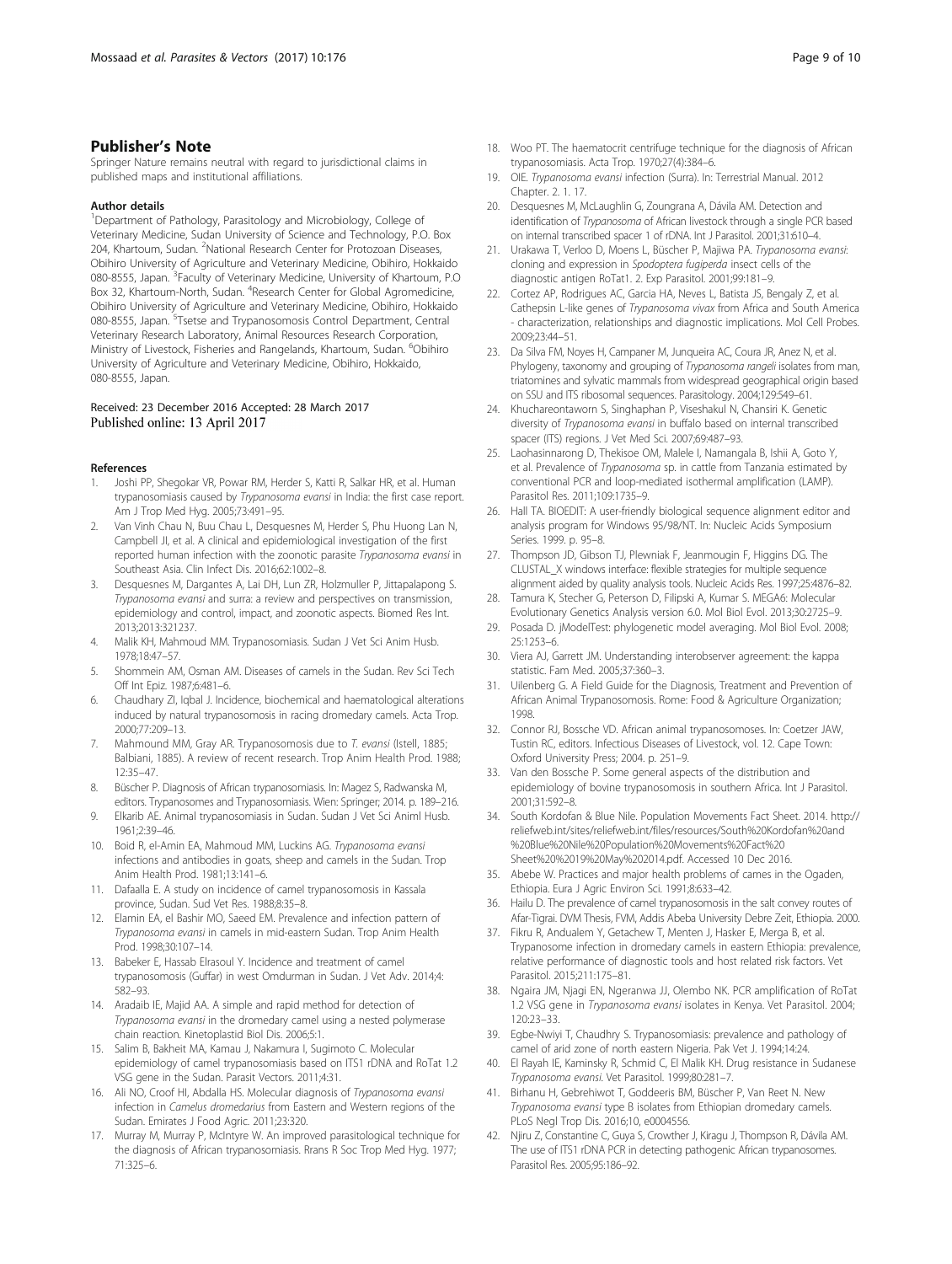## Publisher's Note

Springer Nature remains neutral with regard to jurisdictional claims in published maps and institutional affiliations.

### Author details

[1]Department of Pathology, Parasitology and Microbiology, College of Veterinary Medicine, Sudan University of Science and Technology, P.O. Box 204, Khartoum, Sudan. [2]National Research Center for Protozoan Diseases, Obihiro University of Agriculture and Veterinary Medicine, Obihiro, Hokkaido 080-8555, Japan. [3]Faculty of Veterinary Medicine, University of Khartoum, P.O Box 32, Khartoum-North, Sudan. [4]Research Center for Global Agromedicine, Obihiro University of Agriculture and Veterinary Medicine, Obihiro, Hokkaido 080-8555, Japan. [5]Tsetse and Trypanosomosis Control Department, Central Veterinary Research Laboratory, Animal Resources Research Corporation, Ministry of Livestock, Fisheries and Rangelands, Khartoum, Sudan. [6]Obihiro University of Agriculture and Veterinary Medicine, Obihiro, Hokkaido, 080-8555, Japan.

Received: 23 December 2016 Accepted: 28 March 2017
Published online: 13 April 2017

### References

1. Joshi PP, Shegokar VR, Powar RM, Herder S, Katti R, Salkar HR, et al. Human trypanosomiasis caused by *Trypanosoma evansi* in India: the first case report. Am J Trop Med Hyg. 2005;73:491–95.
2. Van Vinh Chau N, Buu Chau L, Desquesnes M, Herder S, Phu Huong Lan N, Campbell JI, et al. A clinical and epidemiological investigation of the first reported human infection with the zoonotic parasite *Trypanosoma evansi* in Southeast Asia. Clin Infect Dis. 2016;62:1002–8.
3. Desquesnes M, Dargantes A, Lai DH, Lun ZR, Holzmuller P, Jittapalapong S. *Trypanosoma evansi* and surra: a review and perspectives on transmission, epidemiology and control, impact, and zoonotic aspects. Biomed Res Int. 2013;2013:321237.
4. Malik KH, Mahmoud MM. Trypanosomiasis. Sudan J Vet Sci Anim Husb. 1978;18:47–57.
5. Shommein AM, Osman AM. Diseases of camels in the Sudan. Rev Sci Tech Off Int Epiz. 1987;6:481–6.
6. Chaudhary ZI, Iqbal J. Incidence, biochemical and haematological alterations induced by natural trypanosomosis in racing dromedary camels. Acta Trop. 2000;77:209–13.
7. Mahmound MM, Gray AR. Trypanosomosis due to *T. evansi* (Istell, 1885; Balbiani, 1885). A review of recent research. Trop Anim Health Prod. 1988; 12:35–47.
8. Büscher P. Diagnosis of African trypanosomiasis. In: Magez S, Radwanska M, editors. Trypanosomes and Trypanosomiasis. Wien: Springer; 2014. p. 189–216.
9. Elkarib AE. Animal trypanosomiasis in Sudan. Sudan J Vet Sci Animl Husb. 1961;2:39–46.
10. Boid R, el-Amin EA, Mahmoud MM, Luckins AG. *Trypanosoma evansi* infections and antibodies in goats, sheep and camels in the Sudan. Trop Anim Health Prod. 1981;13:141–6.
11. Dafaalla E. A study on incidence of camel trypanosomosis in Kassala province, Sudan. Sud Vet Res. 1988;8:35–8.
12. Elamin EA, el Bashir MO, Saeed EM. Prevalence and infection pattern of *Trypanosoma evansi* in camels in mid-eastern Sudan. Trop Anim Health Prod. 1998;30:107–14.
13. Babeker E, Hassab Elrasoul Y. Incidence and treatment of camel trypanosomosis (Guffar) in west Omdurman in Sudan. J Vet Adv. 2014;4: 582–93.
14. Aradaib IE, Majid AA. A simple and rapid method for detection of *Trypanosoma evansi* in the dromedary camel using a nested polymerase chain reaction. Kinetoplastid Biol Dis. 2006;5:1.
15. Salim B, Bakheit MA, Kamau J, Nakamura I, Sugimoto C. Molecular epidemiology of camel trypanosomiasis based on ITS1 rDNA and RoTat 1.2 VSG gene in the Sudan. Parasit Vectors. 2011;4:31.
16. Ali NO, Croof HI, Abdalla HS. Molecular diagnosis of *Trypanosoma evansi* infection in *Camelus dromedarius* from Eastern and Western regions of the Sudan. Emirates J Food Agric. 2011;23:320.
17. Murray M, Murray P, McIntyre W. An improved parasitological technique for the diagnosis of African trypanosomiasis. Rrans R Soc Trop Med Hyg. 1977; 71:325–6.
18. Woo PT. The haematocrit centrifuge technique for the diagnosis of African trypanosomiasis. Acta Trop. 1970;27(4):384–6.
19. OIE. *Trypanosoma evansi* infection (Surra). In: Terrestrial Manual. 2012 Chapter. 2. 1. 17.
20. Desquesnes M, McLaughlin G, Zoungrana A, Dávila AM. Detection and identification of *Trypanosoma* of African livestock through a single PCR based on internal transcribed spacer 1 of rDNA. Int J Parasitol. 2001;31:610–4.
21. Urakawa T, Verloo D, Moens L, Büscher P, Majiwa PA. *Trypanosoma evansi*: cloning and expression in *Spodoptera fugiperda* insect cells of the diagnostic antigen RoTat1. 2. Exp Parasitol. 2001;99:181–9.
22. Cortez AP, Rodrigues AC, Garcia HA, Neves L, Batista JS, Bengaly Z, et al. Cathepsin L-like genes of *Trypanosoma vivax* from Africa and South America - characterization, relationships and diagnostic implications. Mol Cell Probes. 2009;23:44–51.
23. Da Silva FM, Noyes H, Campaner M, Junqueira AC, Coura JR, Anez N, et al. Phylogeny, taxonomy and grouping of *Trypanosoma rangeli* isolates from man, triatomines and sylvatic mammals from widespread geographical origin based on SSU and ITS ribosomal sequences. Parasitology. 2004;129:549–61.
24. Khuchareontaworn S, Singhaphan P, Viseshakul N, Chansiri K. Genetic diversity of *Trypanosoma evansi* in buffalo based on internal transcribed spacer (ITS) regions. J Vet Med Sci. 2007;69:487–93.
25. Laohasinnarong D, Thekisoe OM, Malele I, Namangala B, Ishii A, Goto Y, et al. Prevalence of *Trypanosoma* sp. in cattle from Tanzania estimated by conventional PCR and loop-mediated isothermal amplification (LAMP). Parasitol Res. 2011;109:1735–9.
26. Hall TA. BIOEDIT: A user-friendly biological sequence alignment editor and analysis program for Windows 95/98/NT. In: Nucleic Acids Symposium Series. 1999. p. 95–8.
27. Thompson JD, Gibson TJ, Plewniak F, Jeanmougin F, Higgins DG. The CLUSTAL_X windows interface: flexible strategies for multiple sequence alignment aided by quality analysis tools. Nucleic Acids Res. 1997;25:4876–82.
28. Tamura K, Stecher G, Peterson D, Filipski A, Kumar S. MEGA6: Molecular Evolutionary Genetics Analysis version 6.0. Mol Biol Evol. 2013;30:2725–9.
29. Posada D. jModelTest: phylogenetic model averaging. Mol Biol Evol. 2008; 25:1253–6.
30. Viera AJ, Garrett JM. Understanding interobserver agreement: the kappa statistic. Fam Med. 2005;37:360–3.
31. Uilenberg G. A Field Guide for the Diagnosis, Treatment and Prevention of African Animal Trypanosomosis. Rome: Food & Agriculture Organization; 1998.
32. Connor RJ, Bossche VD. African animal trypanosomoses. In: Coetzer JAW, Tustin RC, editors. Infectious Diseases of Livestock, vol. 12. Cape Town: Oxford University Press; 2004. p. 251–9.
33. Van den Bossche P. Some general aspects of the distribution and epidemiology of bovine trypanosomosis in southern Africa. Int J Parasitol. 2001;31:592–8.
34. South Kordofan & Blue Nile. Population Movements Fact Sheet. 2014. http://reliefweb.int/sites/reliefweb.int/files/resources/South%20Kordofan%20and%20Blue%20Nile%20Population%20Movements%20Fact%20Sheet%20%2019%20May%202014.pdf. Accessed 10 Dec 2016.
35. Abebe W. Practices and major health problems of canes in the Ogaden, Ethiopia. Eura J Agric Environ Sci. 1991;8:633–42.
36. Hailu D. The prevalence of camel trypanosomosis in the salt convey routes of Afar-Tigrai. DVM Thesis, FVM, Addis Abeba University Debre Zeit, Ethiopia. 2000.
37. Fikru R, Andualem Y, Getachew T, Menten J, Hasker E, Merga B, et al. Trypanosome infection in dromedary camels in eastern Ethiopia: prevalence, relative performance of diagnostic tools and host related risk factors. Vet Parasitol. 2015;211:175–81.
38. Ngaira JM, Njagi EN, Ngeranwa JJ, Olembo NK. PCR amplification of RoTat 1.2 VSG gene in *Trypanosoma evansi* isolates in Kenya. Vet Parasitol. 2004; 120:23–33.
39. Egbe-Nwiyi T, Chaudhry S. Trypanosomiasis: prevalence and pathology of camel of arid zone of north eastern Nigeria. Pak Vet J. 1994;14:24.
40. El Rayah IE, Kaminsky R, Schmid C, El Malik KH. Drug resistance in Sudanese *Trypanosoma evansi*. Vet Parasitol. 1999;80:281–7.
41. Birhanu H, Gebrehiwot T, Goddeeris BM, Büscher P, Van Reet N. New *Trypanosoma evansi* type B isolates from Ethiopian dromedary camels. PLoS Negl Trop Dis. 2016;10, e0004556.
42. Njiru Z, Constantine C, Guya S, Crowther J, Kiragu J, Thompson R, Dávila AM. The use of ITS1 rDNA PCR in detecting pathogenic African trypanosomes. Parasitol Res. 2005;95:186–92.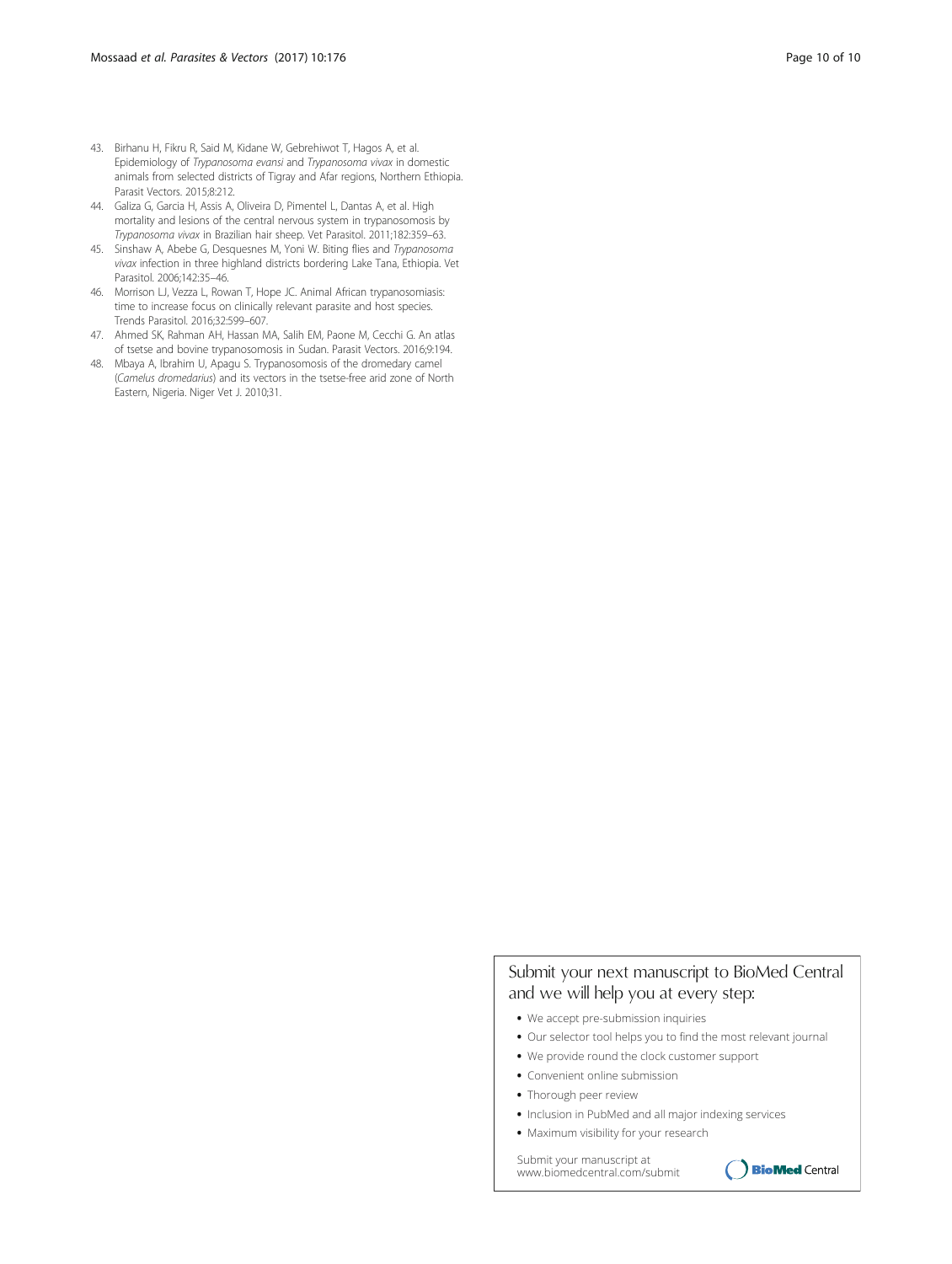43. Birhanu H, Fikru R, Said M, Kidane W, Gebrehiwot T, Hagos A, et al. Epidemiology of *Trypanosoma evansi* and *Trypanosoma vivax* in domestic animals from selected districts of Tigray and Afar regions, Northern Ethiopia. Parasit Vectors. 2015;8:212.
44. Galiza G, Garcia H, Assis A, Oliveira D, Pimentel L, Dantas A, et al. High mortality and lesions of the central nervous system in trypanosomosis by *Trypanosoma vivax* in Brazilian hair sheep. Vet Parasitol. 2011;182:359–63.
45. Sinshaw A, Abebe G, Desquesnes M, Yoni W. Biting flies and *Trypanosoma vivax* infection in three highland districts bordering Lake Tana, Ethiopia. Vet Parasitol. 2006;142:35–46.
46. Morrison LJ, Vezza L, Rowan T, Hope JC. Animal African trypanosomiasis: time to increase focus on clinically relevant parasite and host species. Trends Parasitol. 2016;32:599–607.
47. Ahmed SK, Rahman AH, Hassan MA, Salih EM, Paone M, Cecchi G. An atlas of tsetse and bovine trypanosomosis in Sudan. Parasit Vectors. 2016;9:194.
48. Mbaya A, Ibrahim U, Apagu S. Trypanosomosis of the dromedary camel (*Camelus dromedarius*) and its vectors in the tsetse-free arid zone of North Eastern, Nigeria. Niger Vet J. 2010;31.

Submit your next manuscript to BioMed Central and we will help you at every step:

- We accept pre-submission inquiries
- Our selector tool helps you to find the most relevant journal
- We provide round the clock customer support
- Convenient online submission
- Thorough peer review
- Inclusion in PubMed and all major indexing services
- Maximum visibility for your research

Submit your manuscript at
www.biomedcentral.com/submit

BioMed Central